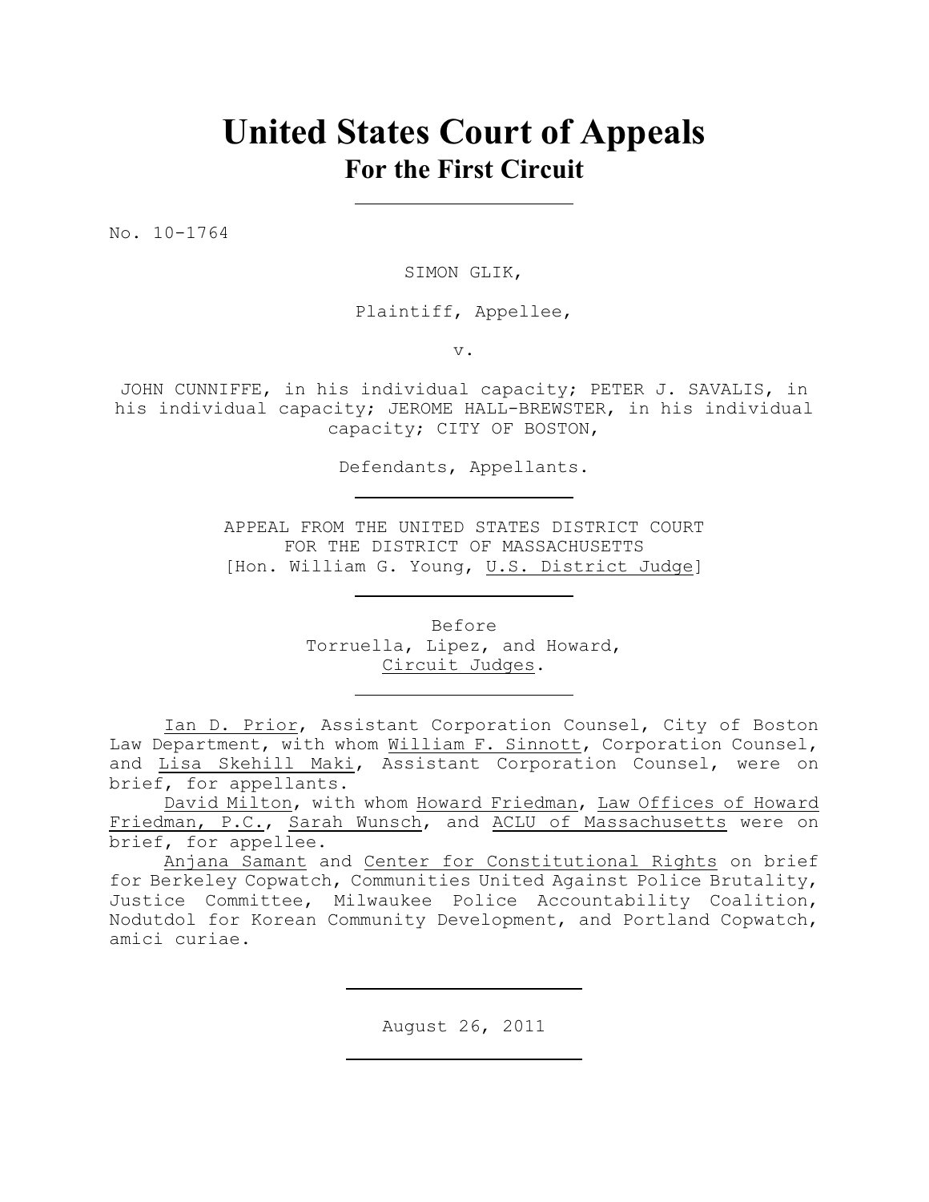# United States Court of Appeals
## For the First Circuit

No. 10-1764

SIMON GLIK,

Plaintiff, Appellee,

v.

JOHN CUNNIFFE, in his individual capacity; PETER J. SAVALIS, in his individual capacity; JEROME HALL-BREWSTER, in his individual capacity; CITY OF BOSTON,

Defendants, Appellants.

APPEAL FROM THE UNITED STATES DISTRICT COURT
FOR THE DISTRICT OF MASSACHUSETTS
[Hon. William G. Young, U.S. District Judge]

Before
Torruella, Lipez, and Howard,
Circuit Judges.

Ian D. Prior, Assistant Corporation Counsel, City of Boston Law Department, with whom William F. Sinnott, Corporation Counsel, and Lisa Skehill Maki, Assistant Corporation Counsel, were on brief, for appellants.

David Milton, with whom Howard Friedman, Law Offices of Howard Friedman, P.C., Sarah Wunsch, and ACLU of Massachusetts were on brief, for appellee.

Anjana Samant and Center for Constitutional Rights on brief for Berkeley Copwatch, Communities United Against Police Brutality, Justice Committee, Milwaukee Police Accountability Coalition, Nodutdol for Korean Community Development, and Portland Copwatch, amici curiae.

August 26, 2011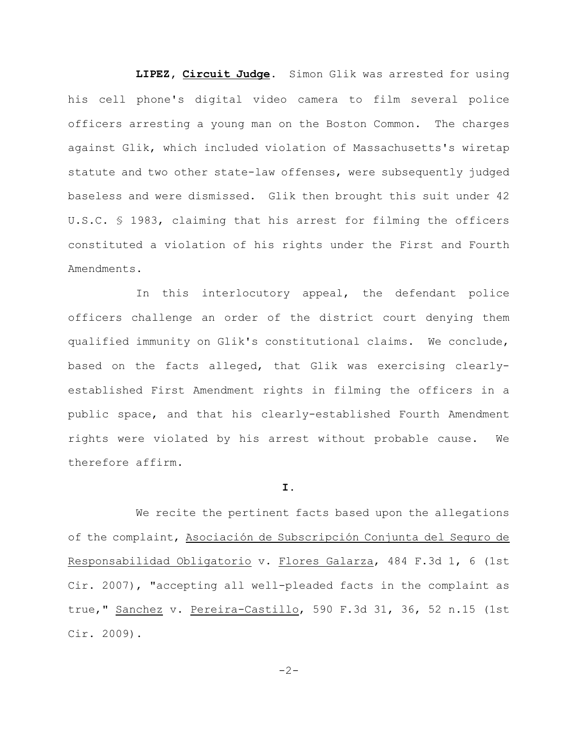**LIPEZ, Circuit Judge.** Simon Glik was arrested for using his cell phone's digital video camera to film several police officers arresting a young man on the Boston Common. The charges against Glik, which included violation of Massachusetts's wiretap statute and two other state-law offenses, were subsequently judged baseless and were dismissed. Glik then brought this suit under 42 U.S.C. § 1983, claiming that his arrest for filming the officers constituted a violation of his rights under the First and Fourth Amendments.

In this interlocutory appeal, the defendant police officers challenge an order of the district court denying them qualified immunity on Glik's constitutional claims. We conclude, based on the facts alleged, that Glik was exercising clearly-established First Amendment rights in filming the officers in a public space, and that his clearly-established Fourth Amendment rights were violated by his arrest without probable cause. We therefore affirm.

## I.

We recite the pertinent facts based upon the allegations of the complaint, Asociación de Subscripción Conjunta del Seguro de Responsabilidad Obligatorio v. Flores Galarza, 484 F.3d 1, 6 (1st Cir. 2007), "accepting all well-pleaded facts in the complaint as true," Sanchez v. Pereira-Castillo, 590 F.3d 31, 36, 52 n.15 (1st Cir. 2009).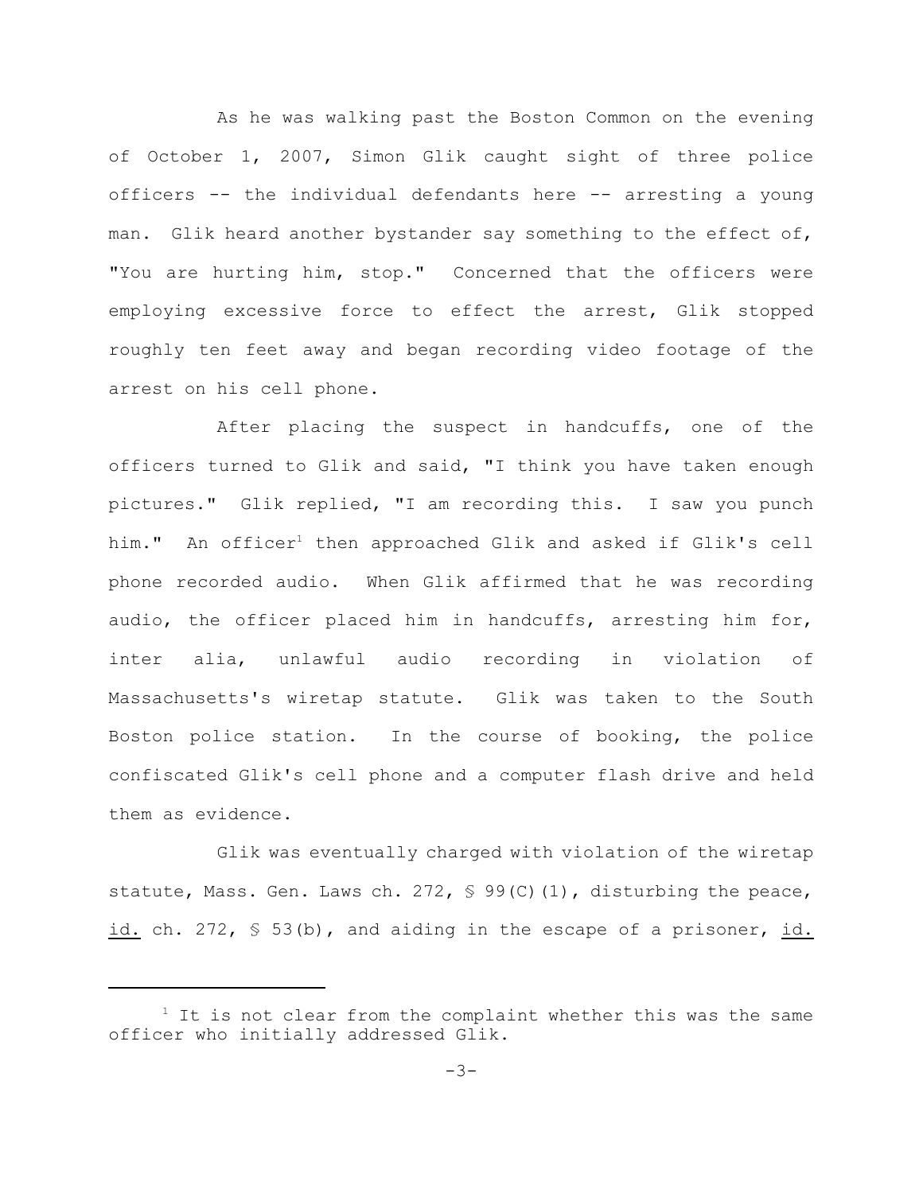As he was walking past the Boston Common on the evening of October 1, 2007, Simon Glik caught sight of three police officers -- the individual defendants here -- arresting a young man. Glik heard another bystander say something to the effect of, "You are hurting him, stop." Concerned that the officers were employing excessive force to effect the arrest, Glik stopped roughly ten feet away and began recording video footage of the arrest on his cell phone.

After placing the suspect in handcuffs, one of the officers turned to Glik and said, "I think you have taken enough pictures." Glik replied, "I am recording this. I saw you punch him." An officer[1] then approached Glik and asked if Glik's cell phone recorded audio. When Glik affirmed that he was recording audio, the officer placed him in handcuffs, arresting him for, inter alia, unlawful audio recording in violation of Massachusetts's wiretap statute. Glik was taken to the South Boston police station. In the course of booking, the police confiscated Glik's cell phone and a computer flash drive and held them as evidence.

Glik was eventually charged with violation of the wiretap statute, Mass. Gen. Laws ch. 272, § 99(C)(1), disturbing the peace, id. ch. 272, § 53(b), and aiding in the escape of a prisoner, id.

[1] It is not clear from the complaint whether this was the same officer who initially addressed Glik.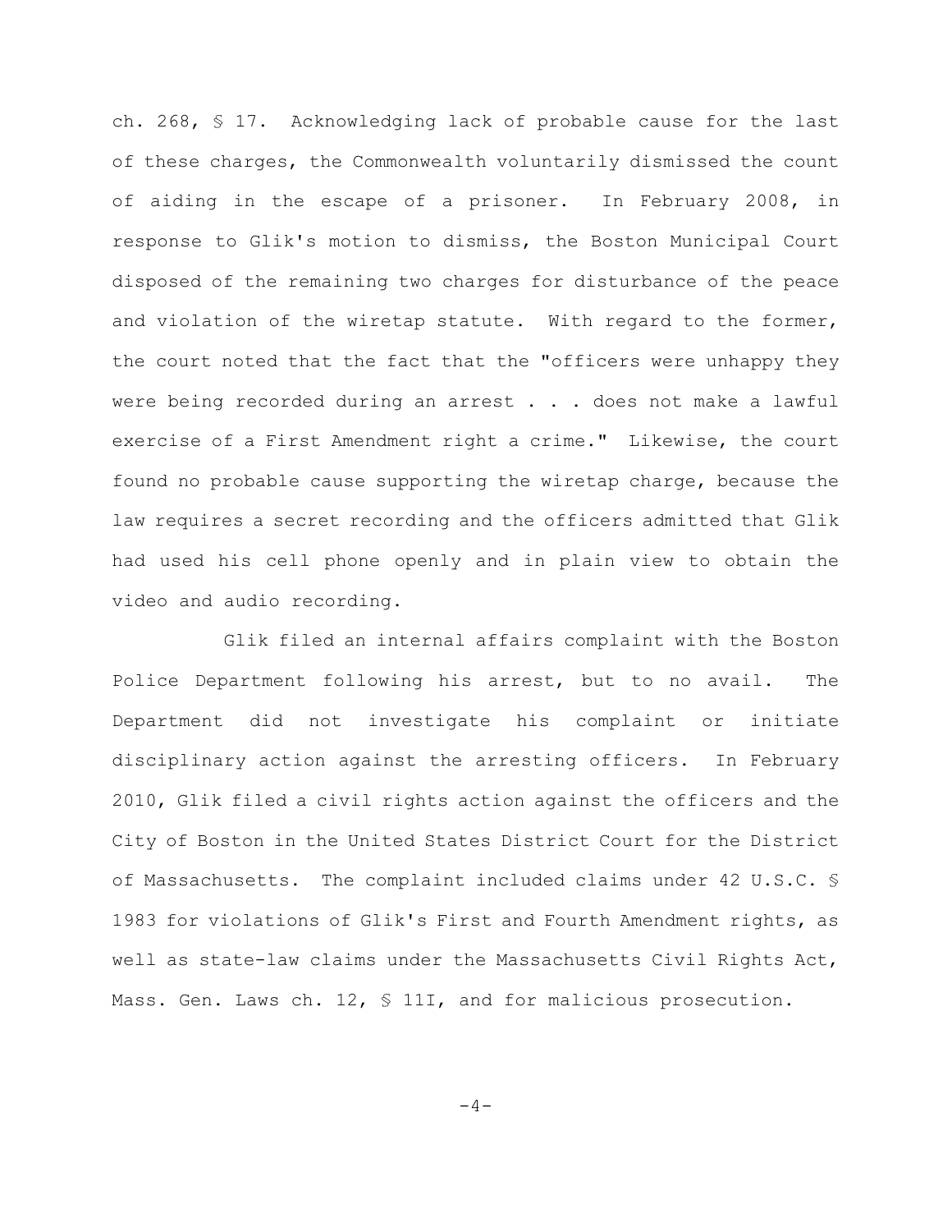ch. 268, § 17. Acknowledging lack of probable cause for the last of these charges, the Commonwealth voluntarily dismissed the count of aiding in the escape of a prisoner. In February 2008, in response to Glik's motion to dismiss, the Boston Municipal Court disposed of the remaining two charges for disturbance of the peace and violation of the wiretap statute. With regard to the former, the court noted that the fact that the "officers were unhappy they were being recorded during an arrest . . . does not make a lawful exercise of a First Amendment right a crime." Likewise, the court found no probable cause supporting the wiretap charge, because the law requires a secret recording and the officers admitted that Glik had used his cell phone openly and in plain view to obtain the video and audio recording.

Glik filed an internal affairs complaint with the Boston Police Department following his arrest, but to no avail. The Department did not investigate his complaint or initiate disciplinary action against the arresting officers. In February 2010, Glik filed a civil rights action against the officers and the City of Boston in the United States District Court for the District of Massachusetts. The complaint included claims under 42 U.S.C. § 1983 for violations of Glik's First and Fourth Amendment rights, as well as state-law claims under the Massachusetts Civil Rights Act, Mass. Gen. Laws ch. 12, § 11I, and for malicious prosecution.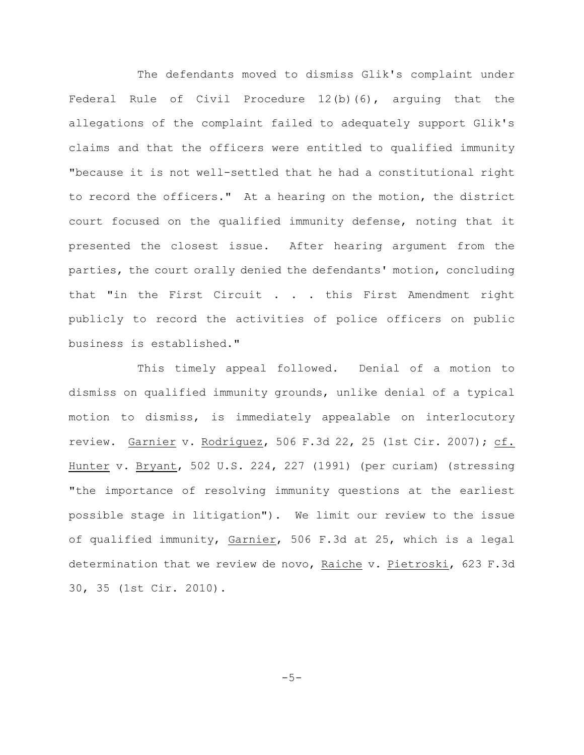The defendants moved to dismiss Glik's complaint under Federal Rule of Civil Procedure 12(b)(6), arguing that the allegations of the complaint failed to adequately support Glik's claims and that the officers were entitled to qualified immunity "because it is not well-settled that he had a constitutional right to record the officers." At a hearing on the motion, the district court focused on the qualified immunity defense, noting that it presented the closest issue. After hearing argument from the parties, the court orally denied the defendants' motion, concluding that "in the First Circuit . . . this First Amendment right publicly to record the activities of police officers on public business is established."

This timely appeal followed. Denial of a motion to dismiss on qualified immunity grounds, unlike denial of a typical motion to dismiss, is immediately appealable on interlocutory review. Garnier v. Rodríguez, 506 F.3d 22, 25 (1st Cir. 2007); cf. Hunter v. Bryant, 502 U.S. 224, 227 (1991) (per curiam) (stressing "the importance of resolving immunity questions at the earliest possible stage in litigation"). We limit our review to the issue of qualified immunity, Garnier, 506 F.3d at 25, which is a legal determination that we review de novo, Raiche v. Pietroski, 623 F.3d 30, 35 (1st Cir. 2010).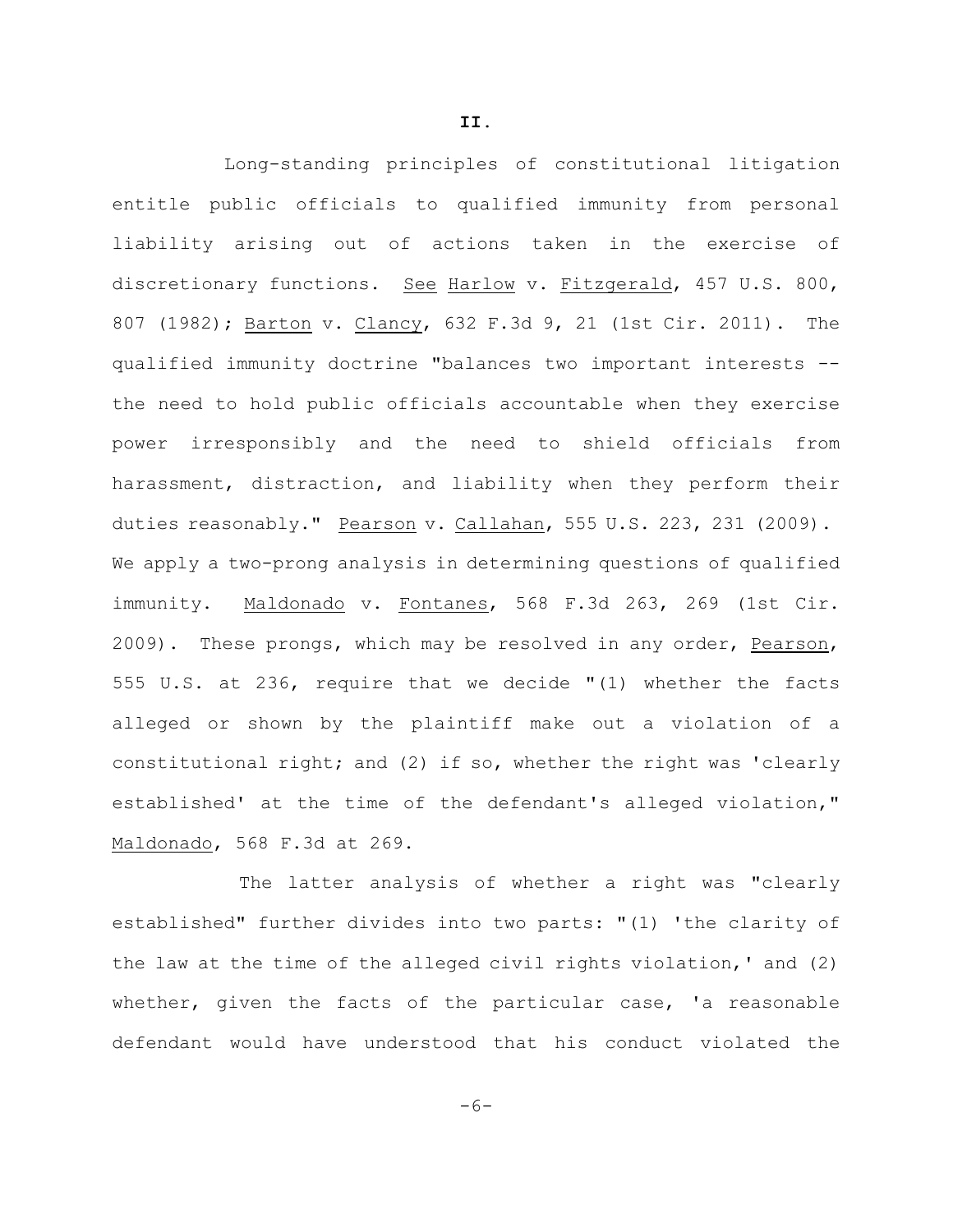## II.

Long-standing principles of constitutional litigation entitle public officials to qualified immunity from personal liability arising out of actions taken in the exercise of discretionary functions. See Harlow v. Fitzgerald, 457 U.S. 800, 807 (1982); Barton v. Clancy, 632 F.3d 9, 21 (1st Cir. 2011). The qualified immunity doctrine "balances two important interests -- the need to hold public officials accountable when they exercise power irresponsibly and the need to shield officials from harassment, distraction, and liability when they perform their duties reasonably." Pearson v. Callahan, 555 U.S. 223, 231 (2009). We apply a two-prong analysis in determining questions of qualified immunity. Maldonado v. Fontanes, 568 F.3d 263, 269 (1st Cir. 2009). These prongs, which may be resolved in any order, Pearson, 555 U.S. at 236, require that we decide "(1) whether the facts alleged or shown by the plaintiff make out a violation of a constitutional right; and (2) if so, whether the right was 'clearly established' at the time of the defendant's alleged violation," Maldonado, 568 F.3d at 269.

The latter analysis of whether a right was "clearly established" further divides into two parts: "(1) 'the clarity of the law at the time of the alleged civil rights violation,' and (2) whether, given the facts of the particular case, 'a reasonable defendant would have understood that his conduct violated the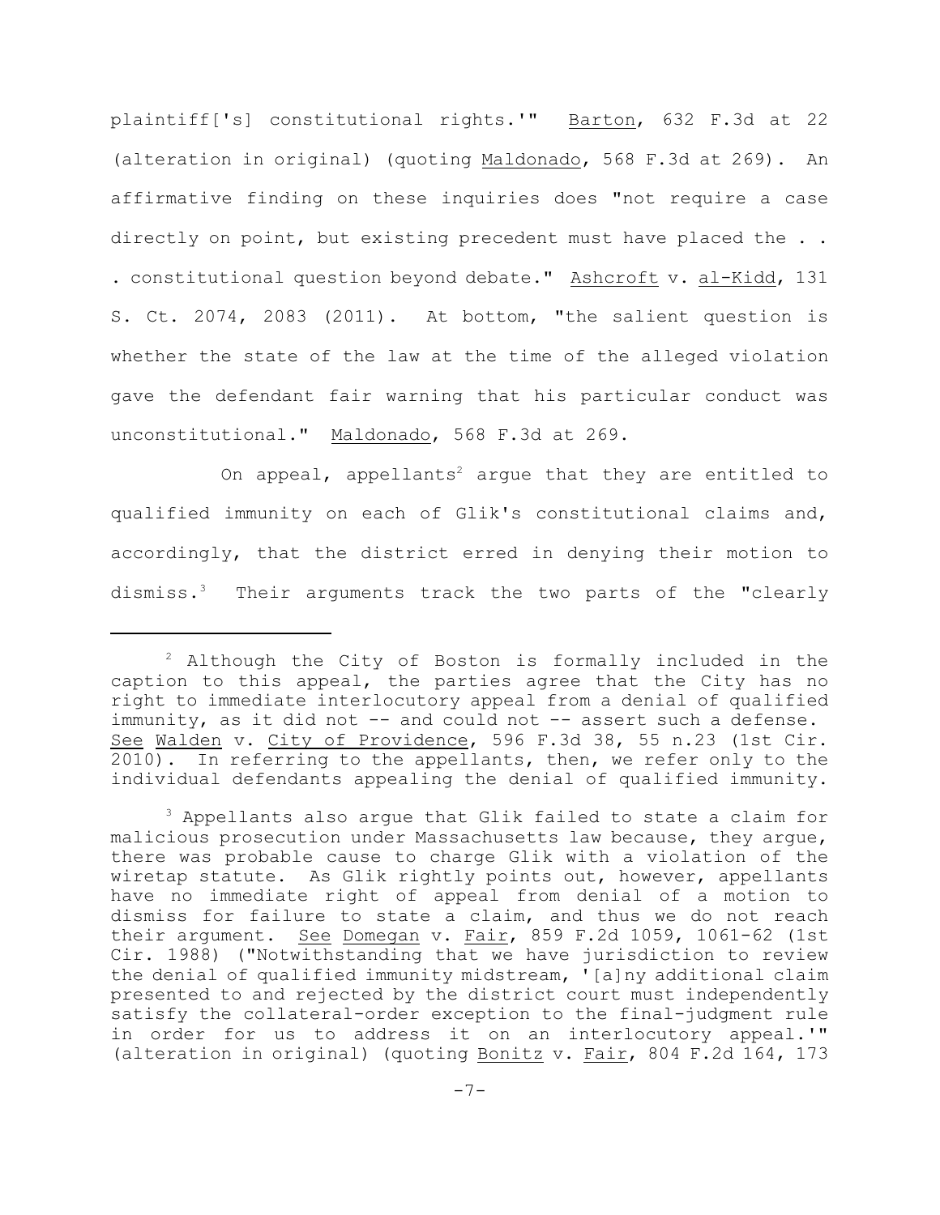plaintiff['s] constitutional rights.'" Barton, 632 F.3d at 22 (alteration in original) (quoting Maldonado, 568 F.3d at 269). An affirmative finding on these inquiries does "not require a case directly on point, but existing precedent must have placed the . . . constitutional question beyond debate." Ashcroft v. al-Kidd, 131 S. Ct. 2074, 2083 (2011). At bottom, "the salient question is whether the state of the law at the time of the alleged violation gave the defendant fair warning that his particular conduct was unconstitutional." Maldonado, 568 F.3d at 269.

On appeal, appellants[2] argue that they are entitled to qualified immunity on each of Glik's constitutional claims and, accordingly, that the district erred in denying their motion to dismiss.[3] Their arguments track the two parts of the "clearly

---

[2] Although the City of Boston is formally included in the caption to this appeal, the parties agree that the City has no right to immediate interlocutory appeal from a denial of qualified immunity, as it did not -- and could not -- assert such a defense. See Walden v. City of Providence, 596 F.3d 38, 55 n.23 (1st Cir. 2010). In referring to the appellants, then, we refer only to the individual defendants appealing the denial of qualified immunity.

[3] Appellants also argue that Glik failed to state a claim for malicious prosecution under Massachusetts law because, they argue, there was probable cause to charge Glik with a violation of the wiretap statute. As Glik rightly points out, however, appellants have no immediate right of appeal from denial of a motion to dismiss for failure to state a claim, and thus we do not reach their argument. See Domegan v. Fair, 859 F.2d 1059, 1061-62 (1st Cir. 1988) ("Notwithstanding that we have jurisdiction to review the denial of qualified immunity midstream, '[a]ny additional claim presented to and rejected by the district court must independently satisfy the collateral-order exception to the final-judgment rule in order for us to address it on an interlocutory appeal.'" (alteration in original) (quoting Bonitz v. Fair, 804 F.2d 164, 173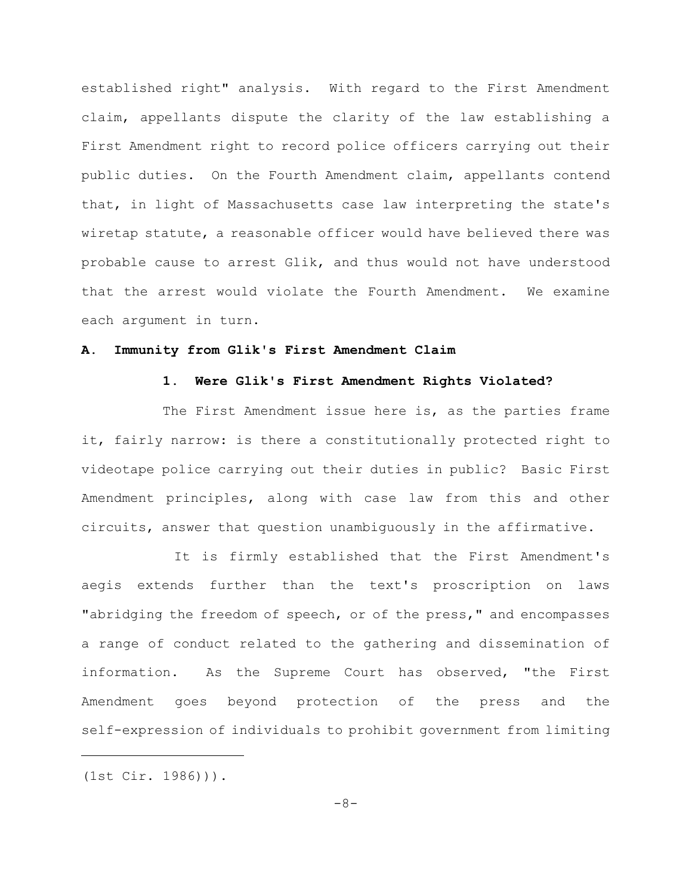established right" analysis. With regard to the First Amendment claim, appellants dispute the clarity of the law establishing a First Amendment right to record police officers carrying out their public duties. On the Fourth Amendment claim, appellants contend that, in light of Massachusetts case law interpreting the state's wiretap statute, a reasonable officer would have believed there was probable cause to arrest Glik, and thus would not have understood that the arrest would violate the Fourth Amendment. We examine each argument in turn.

### A. Immunity from Glik's First Amendment Claim

#### 1. Were Glik's First Amendment Rights Violated?

The First Amendment issue here is, as the parties frame it, fairly narrow: is there a constitutionally protected right to videotape police carrying out their duties in public? Basic First Amendment principles, along with case law from this and other circuits, answer that question unambiguously in the affirmative.

It is firmly established that the First Amendment's aegis extends further than the text's proscription on laws "abridging the freedom of speech, or of the press," and encompasses a range of conduct related to the gathering and dissemination of information. As the Supreme Court has observed, "the First Amendment goes beyond protection of the press and the self-expression of individuals to prohibit government from limiting

---

(1st Cir. 1986))).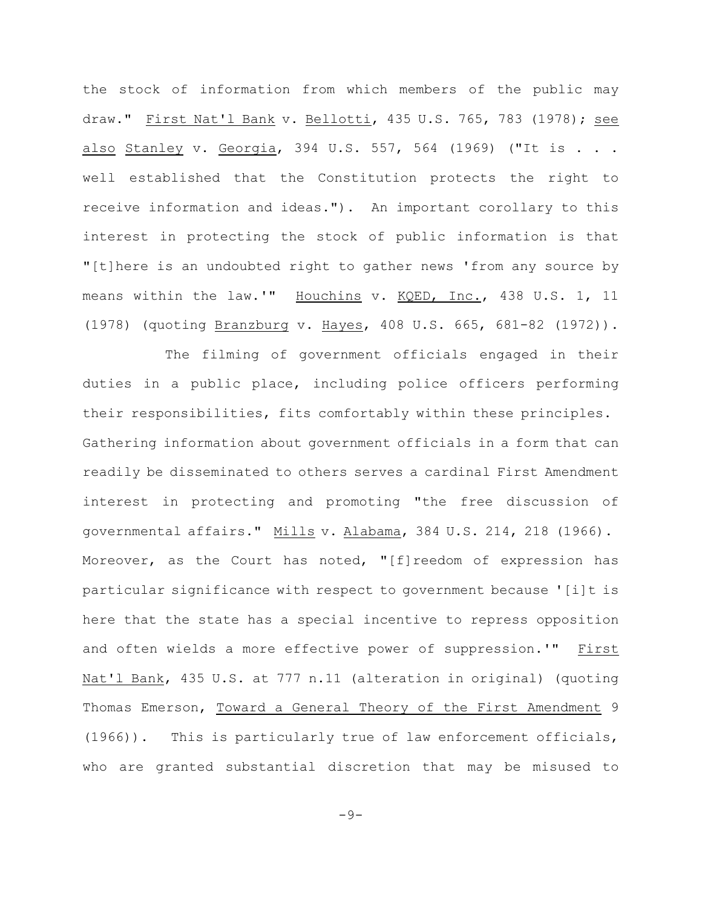the stock of information from which members of the public may draw." First Nat'l Bank v. Bellotti, 435 U.S. 765, 783 (1978); see also Stanley v. Georgia, 394 U.S. 557, 564 (1969) ("It is . . . well established that the Constitution protects the right to receive information and ideas."). An important corollary to this interest in protecting the stock of public information is that "[t]here is an undoubted right to gather news 'from any source by means within the law.'" Houchins v. KQED, Inc., 438 U.S. 1, 11 (1978) (quoting Branzburg v. Hayes, 408 U.S. 665, 681-82 (1972)).

The filming of government officials engaged in their duties in a public place, including police officers performing their responsibilities, fits comfortably within these principles. Gathering information about government officials in a form that can readily be disseminated to others serves a cardinal First Amendment interest in protecting and promoting "the free discussion of governmental affairs." Mills v. Alabama, 384 U.S. 214, 218 (1966). Moreover, as the Court has noted, "[f]reedom of expression has particular significance with respect to government because '[i]t is here that the state has a special incentive to repress opposition and often wields a more effective power of suppression.'" First Nat'l Bank, 435 U.S. at 777 n.11 (alteration in original) (quoting Thomas Emerson, Toward a General Theory of the First Amendment 9 (1966)). This is particularly true of law enforcement officials, who are granted substantial discretion that may be misused to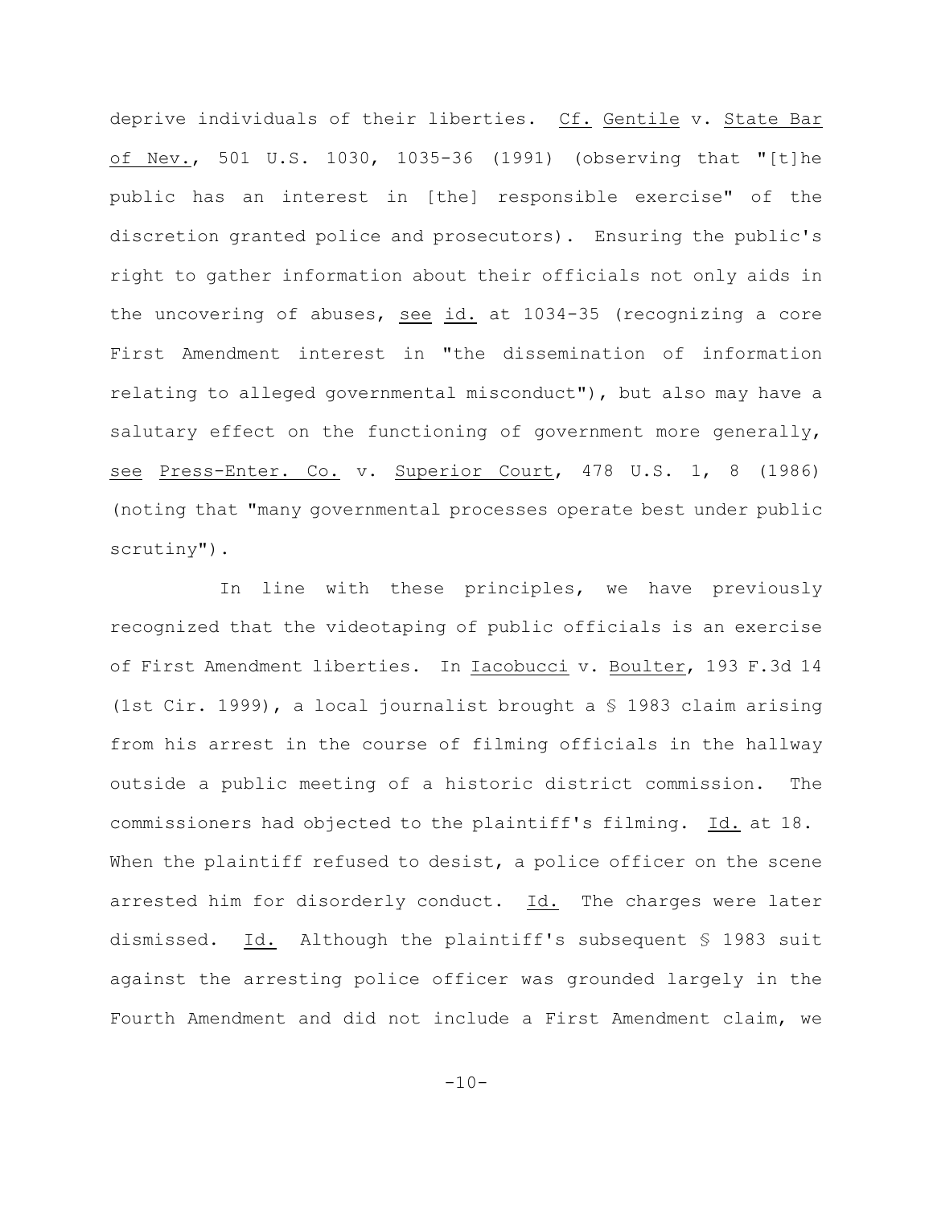deprive individuals of their liberties. Cf. Gentile v. State Bar of Nev., 501 U.S. 1030, 1035-36 (1991) (observing that "[t]he public has an interest in [the] responsible exercise" of the discretion granted police and prosecutors). Ensuring the public's right to gather information about their officials not only aids in the uncovering of abuses, see id. at 1034-35 (recognizing a core First Amendment interest in "the dissemination of information relating to alleged governmental misconduct"), but also may have a salutary effect on the functioning of government more generally, see Press-Enter. Co. v. Superior Court, 478 U.S. 1, 8 (1986) (noting that "many governmental processes operate best under public scrutiny").

In line with these principles, we have previously recognized that the videotaping of public officials is an exercise of First Amendment liberties. In Iacobucci v. Boulter, 193 F.3d 14 (1st Cir. 1999), a local journalist brought a § 1983 claim arising from his arrest in the course of filming officials in the hallway outside a public meeting of a historic district commission. The commissioners had objected to the plaintiff's filming. Id. at 18. When the plaintiff refused to desist, a police officer on the scene arrested him for disorderly conduct. Id. The charges were later dismissed. Id. Although the plaintiff's subsequent § 1983 suit against the arresting police officer was grounded largely in the Fourth Amendment and did not include a First Amendment claim, we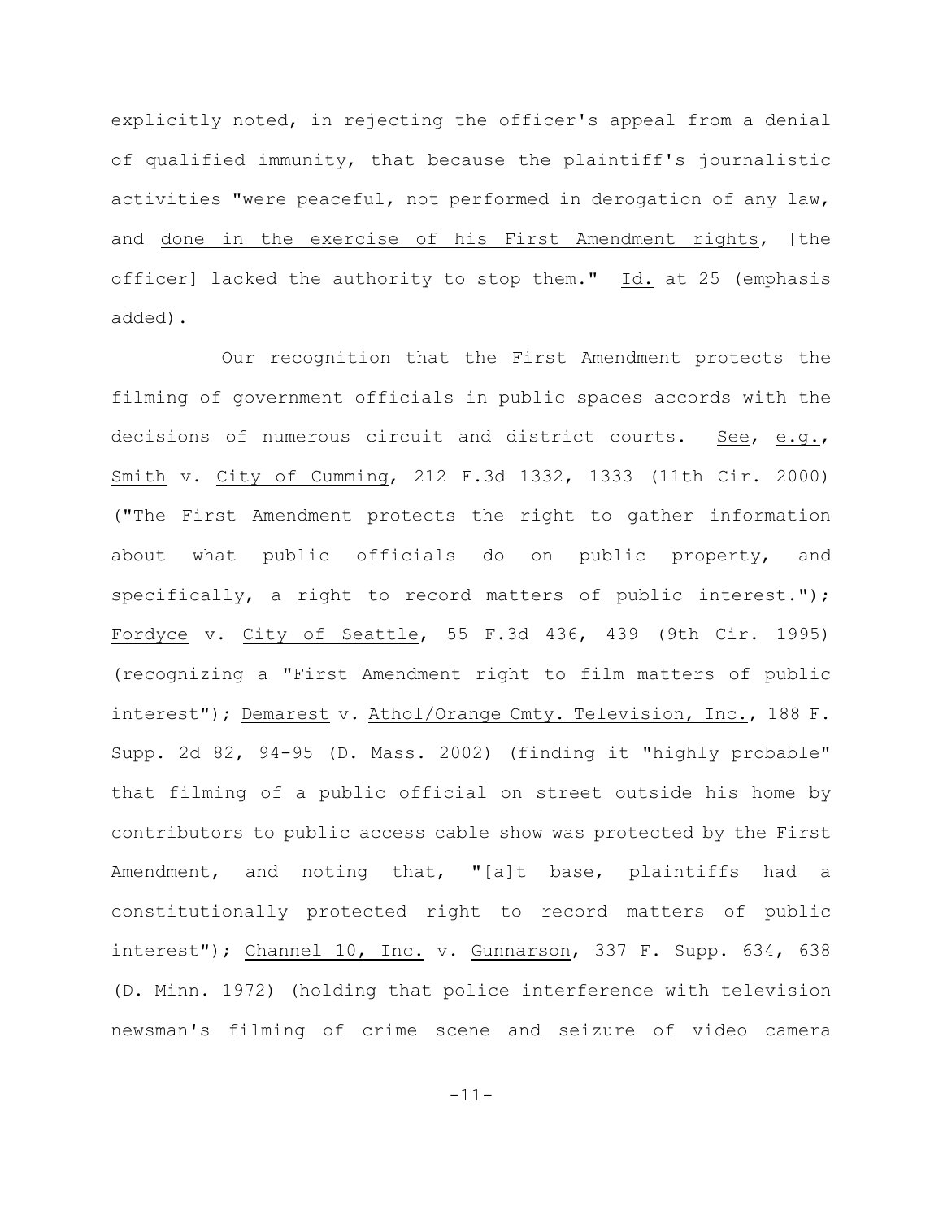explicitly noted, in rejecting the officer's appeal from a denial of qualified immunity, that because the plaintiff's journalistic activities "were peaceful, not performed in derogation of any law, and _done in the exercise of his First Amendment rights_, [the officer] lacked the authority to stop them." _Id._ at 25 (emphasis added).

Our recognition that the First Amendment protects the filming of government officials in public spaces accords with the decisions of numerous circuit and district courts. _See_, _e.g._, _Smith_ v. _City of Cumming_, 212 F.3d 1332, 1333 (11th Cir. 2000) ("The First Amendment protects the right to gather information about what public officials do on public property, and specifically, a right to record matters of public interest."); _Fordyce_ v. _City of Seattle_, 55 F.3d 436, 439 (9th Cir. 1995) (recognizing a "First Amendment right to film matters of public interest"); _Demarest_ v. _Athol/Orange Cmty. Television, Inc._, 188 F. Supp. 2d 82, 94-95 (D. Mass. 2002) (finding it "highly probable" that filming of a public official on street outside his home by contributors to public access cable show was protected by the First Amendment, and noting that, "[a]t base, plaintiffs had a constitutionally protected right to record matters of public interest"); _Channel 10, Inc._ v. _Gunnarson_, 337 F. Supp. 634, 638 (D. Minn. 1972) (holding that police interference with television newsman's filming of crime scene and seizure of video camera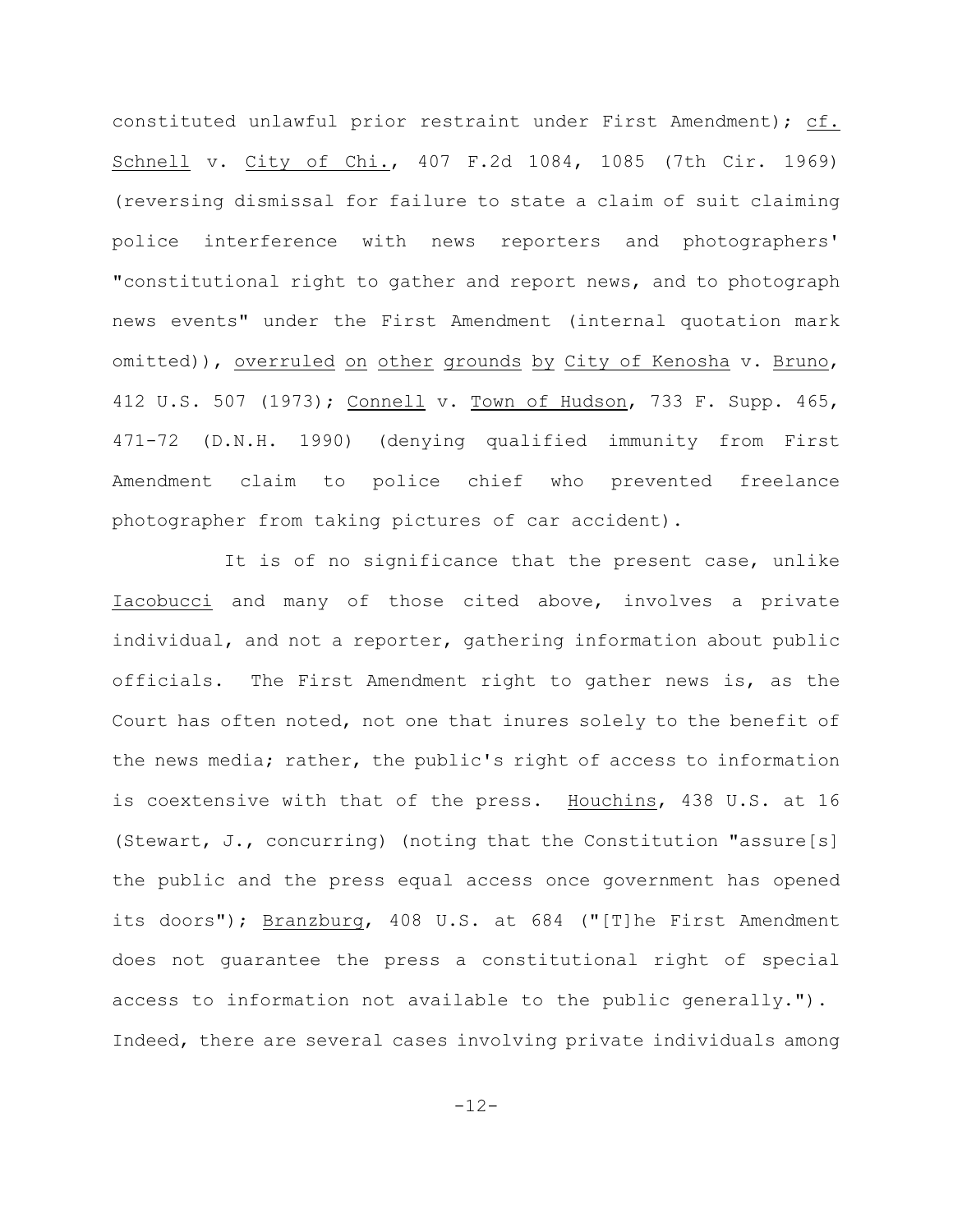constituted unlawful prior restraint under First Amendment); cf. Schnell v. City of Chi., 407 F.2d 1084, 1085 (7th Cir. 1969) (reversing dismissal for failure to state a claim of suit claiming police interference with news reporters and photographers' "constitutional right to gather and report news, and to photograph news events" under the First Amendment (internal quotation mark omitted)), overruled on other grounds by City of Kenosha v. Bruno, 412 U.S. 507 (1973); Connell v. Town of Hudson, 733 F. Supp. 465, 471-72 (D.N.H. 1990) (denying qualified immunity from First Amendment claim to police chief who prevented freelance photographer from taking pictures of car accident).

It is of no significance that the present case, unlike Iacobucci and many of those cited above, involves a private individual, and not a reporter, gathering information about public officials. The First Amendment right to gather news is, as the Court has often noted, not one that inures solely to the benefit of the news media; rather, the public's right of access to information is coextensive with that of the press. Houchins, 438 U.S. at 16 (Stewart, J., concurring) (noting that the Constitution "assure[s] the public and the press equal access once government has opened its doors"); Branzburg, 408 U.S. at 684 ("[T]he First Amendment does not guarantee the press a constitutional right of special access to information not available to the public generally."). Indeed, there are several cases involving private individuals among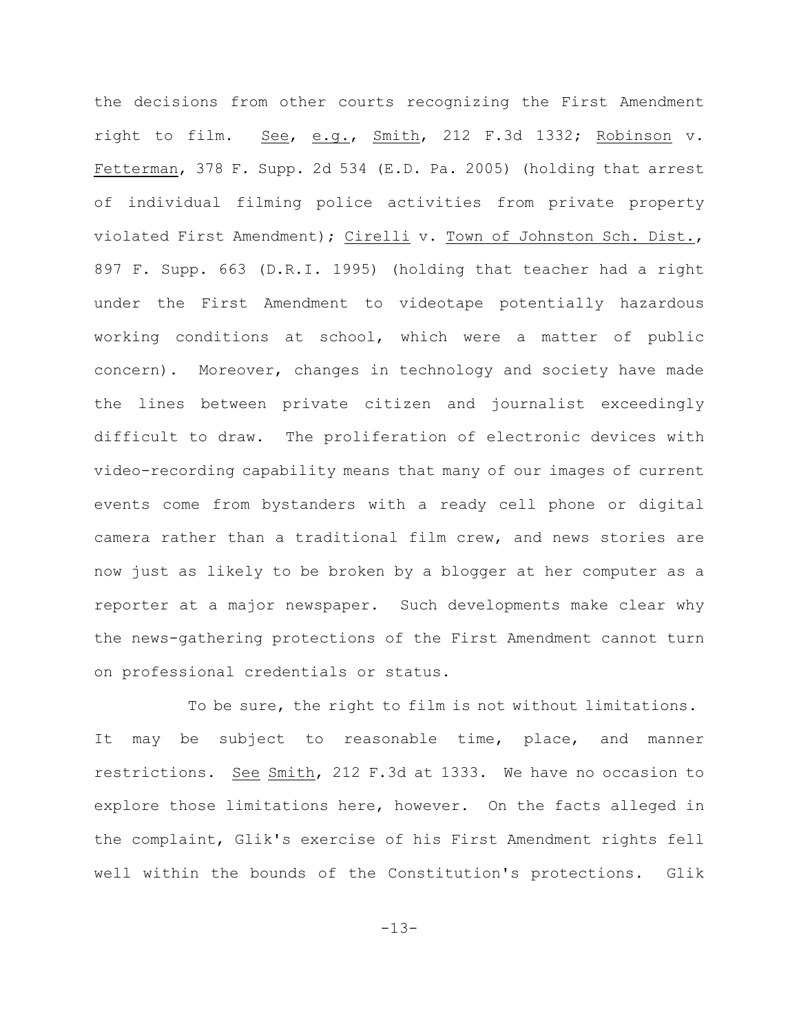the decisions from other courts recognizing the First Amendment right to film. See, e.g., Smith, 212 F.3d 1332; Robinson v. Fetterman, 378 F. Supp. 2d 534 (E.D. Pa. 2005) (holding that arrest of individual filming police activities from private property violated First Amendment); Cirelli v. Town of Johnston Sch. Dist., 897 F. Supp. 663 (D.R.I. 1995) (holding that teacher had a right under the First Amendment to videotape potentially hazardous working conditions at school, which were a matter of public concern). Moreover, changes in technology and society have made the lines between private citizen and journalist exceedingly difficult to draw. The proliferation of electronic devices with video-recording capability means that many of our images of current events come from bystanders with a ready cell phone or digital camera rather than a traditional film crew, and news stories are now just as likely to be broken by a blogger at her computer as a reporter at a major newspaper. Such developments make clear why the news-gathering protections of the First Amendment cannot turn on professional credentials or status.

To be sure, the right to film is not without limitations. It may be subject to reasonable time, place, and manner restrictions. See Smith, 212 F.3d at 1333. We have no occasion to explore those limitations here, however. On the facts alleged in the complaint, Glik's exercise of his First Amendment rights fell well within the bounds of the Constitution's protections. Glik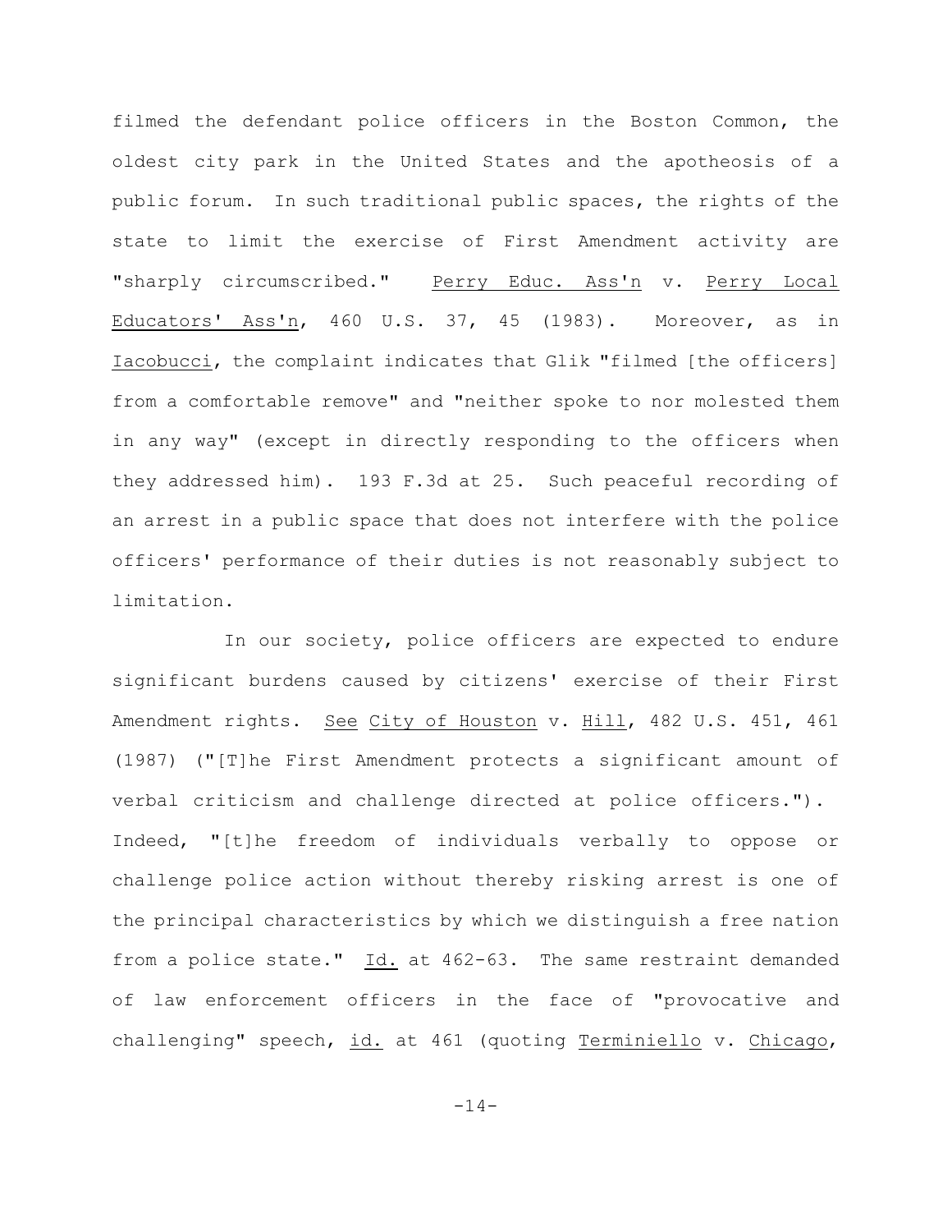filmed the defendant police officers in the Boston Common, the oldest city park in the United States and the apotheosis of a public forum. In such traditional public spaces, the rights of the state to limit the exercise of First Amendment activity are "sharply circumscribed." Perry Educ. Ass'n v. Perry Local Educators' Ass'n, 460 U.S. 37, 45 (1983). Moreover, as in Iacobucci, the complaint indicates that Glik "filmed [the officers] from a comfortable remove" and "neither spoke to nor molested them in any way" (except in directly responding to the officers when they addressed him). 193 F.3d at 25. Such peaceful recording of an arrest in a public space that does not interfere with the police officers' performance of their duties is not reasonably subject to limitation.

In our society, police officers are expected to endure significant burdens caused by citizens' exercise of their First Amendment rights. See City of Houston v. Hill, 482 U.S. 451, 461 (1987) ("[T]he First Amendment protects a significant amount of verbal criticism and challenge directed at police officers."). Indeed, "[t]he freedom of individuals verbally to oppose or challenge police action without thereby risking arrest is one of the principal characteristics by which we distinguish a free nation from a police state." Id. at 462-63. The same restraint demanded of law enforcement officers in the face of "provocative and challenging" speech, id. at 461 (quoting Terminiello v. Chicago,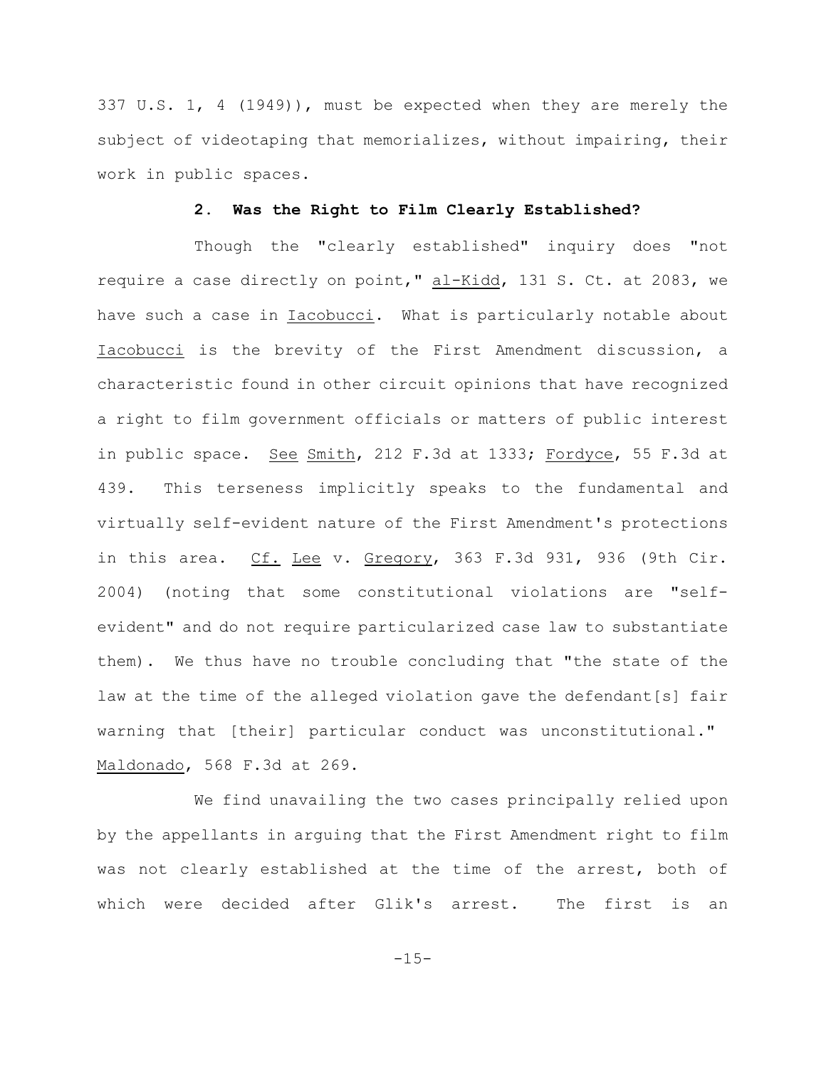337 U.S. 1, 4 (1949)), must be expected when they are merely the subject of videotaping that memorializes, without impairing, their work in public spaces.

### 2. Was the Right to Film Clearly Established?

Though the "clearly established" inquiry does "not require a case directly on point," al-Kidd, 131 S. Ct. at 2083, we have such a case in Iacobucci. What is particularly notable about Iacobucci is the brevity of the First Amendment discussion, a characteristic found in other circuit opinions that have recognized a right to film government officials or matters of public interest in public space. See Smith, 212 F.3d at 1333; Fordyce, 55 F.3d at 439. This terseness implicitly speaks to the fundamental and virtually self-evident nature of the First Amendment's protections in this area. Cf. Lee v. Gregory, 363 F.3d 931, 936 (9th Cir. 2004) (noting that some constitutional violations are "self-evident" and do not require particularized case law to substantiate them). We thus have no trouble concluding that "the state of the law at the time of the alleged violation gave the defendant[s] fair warning that [their] particular conduct was unconstitutional." Maldonado, 568 F.3d at 269.

We find unavailing the two cases principally relied upon by the appellants in arguing that the First Amendment right to film was not clearly established at the time of the arrest, both of which were decided after Glik's arrest. The first is an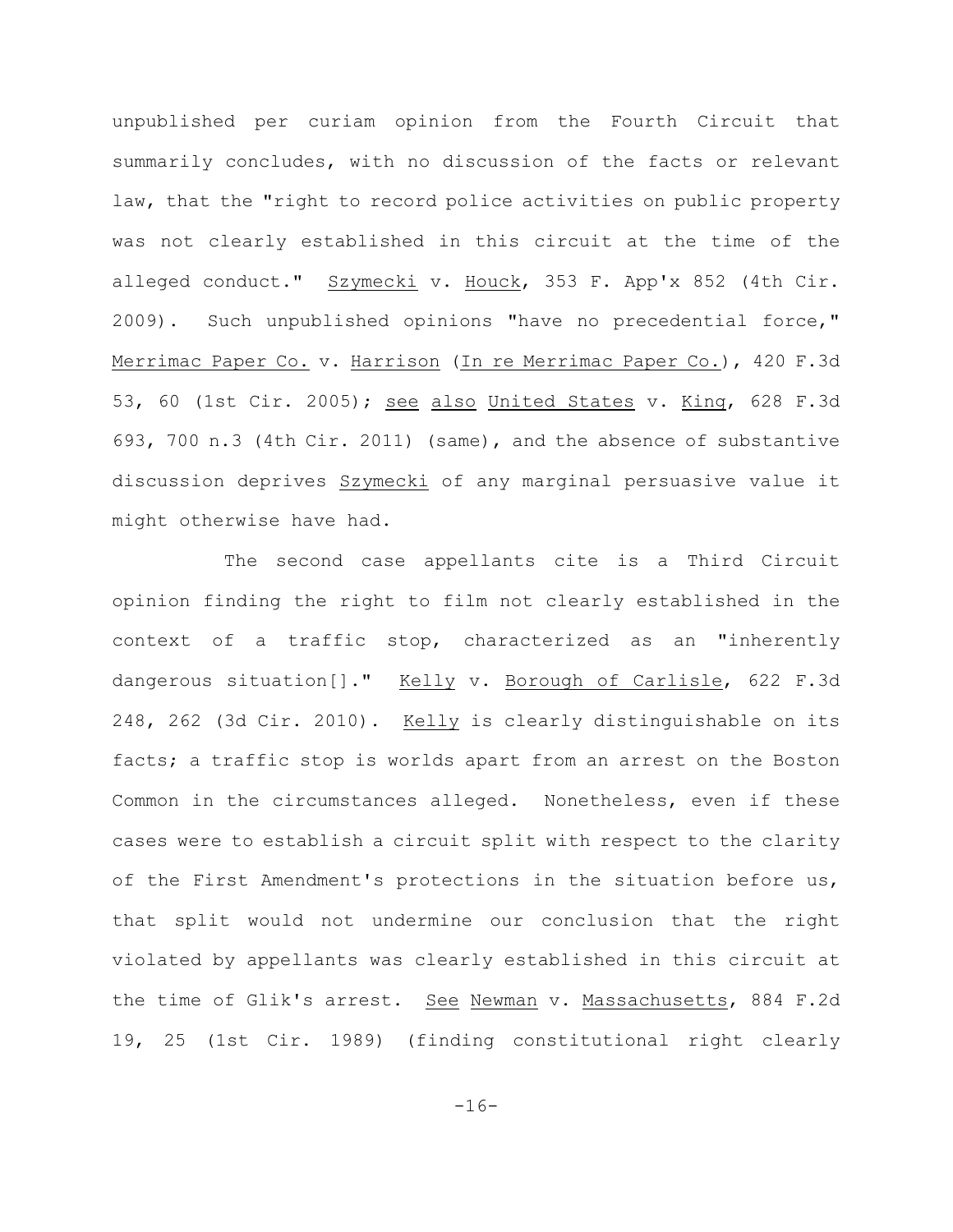unpublished per curiam opinion from the Fourth Circuit that summarily concludes, with no discussion of the facts or relevant law, that the "right to record police activities on public property was not clearly established in this circuit at the time of the alleged conduct." Szymecki v. Houck, 353 F. App'x 852 (4th Cir. 2009). Such unpublished opinions "have no precedential force," Merrimac Paper Co. v. Harrison (In re Merrimac Paper Co.), 420 F.3d 53, 60 (1st Cir. 2005); see also United States v. King, 628 F.3d 693, 700 n.3 (4th Cir. 2011) (same), and the absence of substantive discussion deprives Szymecki of any marginal persuasive value it might otherwise have had.

The second case appellants cite is a Third Circuit opinion finding the right to film not clearly established in the context of a traffic stop, characterized as an "inherently dangerous situation[]." Kelly v. Borough of Carlisle, 622 F.3d 248, 262 (3d Cir. 2010). Kelly is clearly distinguishable on its facts; a traffic stop is worlds apart from an arrest on the Boston Common in the circumstances alleged. Nonetheless, even if these cases were to establish a circuit split with respect to the clarity of the First Amendment's protections in the situation before us, that split would not undermine our conclusion that the right violated by appellants was clearly established in this circuit at the time of Glik's arrest. See Newman v. Massachusetts, 884 F.2d 19, 25 (1st Cir. 1989) (finding constitutional right clearly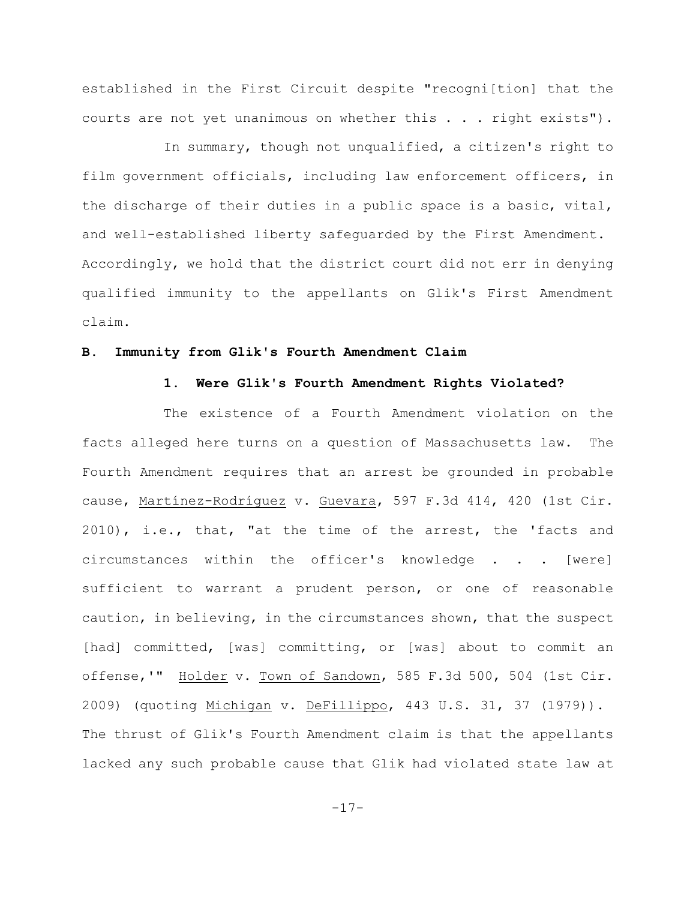established in the First Circuit despite "recogni[tion] that the courts are not yet unanimous on whether this . . . right exists").

In summary, though not unqualified, a citizen's right to film government officials, including law enforcement officers, in the discharge of their duties in a public space is a basic, vital, and well-established liberty safeguarded by the First Amendment. Accordingly, we hold that the district court did not err in denying qualified immunity to the appellants on Glik's First Amendment claim.

**B. Immunity from Glik's Fourth Amendment Claim**

**1. Were Glik's Fourth Amendment Rights Violated?**

The existence of a Fourth Amendment violation on the facts alleged here turns on a question of Massachusetts law. The Fourth Amendment requires that an arrest be grounded in probable cause, Martínez-Rodríguez v. Guevara, 597 F.3d 414, 420 (1st Cir. 2010), i.e., that, "at the time of the arrest, the 'facts and circumstances within the officer's knowledge . . . [were] sufficient to warrant a prudent person, or one of reasonable caution, in believing, in the circumstances shown, that the suspect [had] committed, [was] committing, or [was] about to commit an offense,'" Holder v. Town of Sandown, 585 F.3d 500, 504 (1st Cir. 2009) (quoting Michigan v. DeFillippo, 443 U.S. 31, 37 (1979)). The thrust of Glik's Fourth Amendment claim is that the appellants lacked any such probable cause that Glik had violated state law at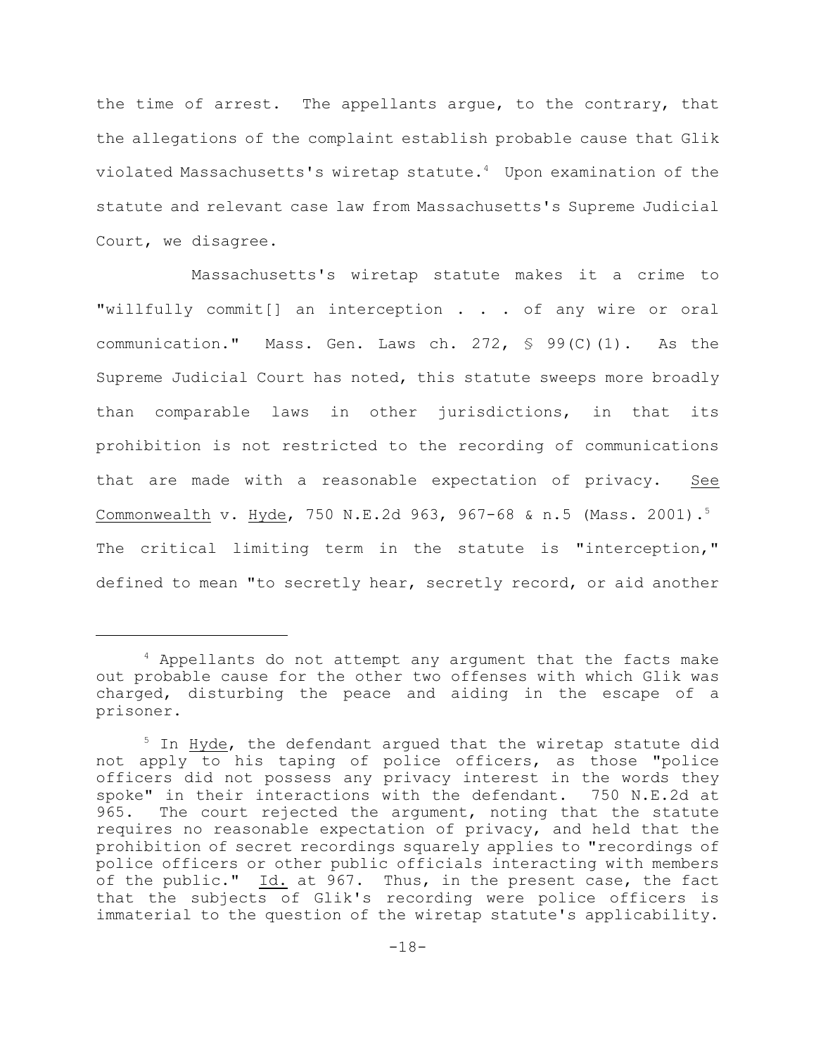the time of arrest. The appellants argue, to the contrary, that the allegations of the complaint establish probable cause that Glik violated Massachusetts's wiretap statute.[4] Upon examination of the statute and relevant case law from Massachusetts's Supreme Judicial Court, we disagree.

Massachusetts's wiretap statute makes it a crime to "willfully commit[] an interception . . . of any wire or oral communication." Mass. Gen. Laws ch. 272, § 99(C)(1). As the Supreme Judicial Court has noted, this statute sweeps more broadly than comparable laws in other jurisdictions, in that its prohibition is not restricted to the recording of communications that are made with a reasonable expectation of privacy. See Commonwealth v. Hyde, 750 N.E.2d 963, 967-68 & n.5 (Mass. 2001).[5] The critical limiting term in the statute is "interception," defined to mean "to secretly hear, secretly record, or aid another

---

[4] Appellants do not attempt any argument that the facts make out probable cause for the other two offenses with which Glik was charged, disturbing the peace and aiding in the escape of a prisoner.

[5] In Hyde, the defendant argued that the wiretap statute did not apply to his taping of police officers, as those "police officers did not possess any privacy interest in the words they spoke" in their interactions with the defendant. 750 N.E.2d at 965. The court rejected the argument, noting that the statute requires no reasonable expectation of privacy, and held that the prohibition of secret recordings squarely applies to "recordings of police officers or other public officials interacting with members of the public." Id. at 967. Thus, in the present case, the fact that the subjects of Glik's recording were police officers is immaterial to the question of the wiretap statute's applicability.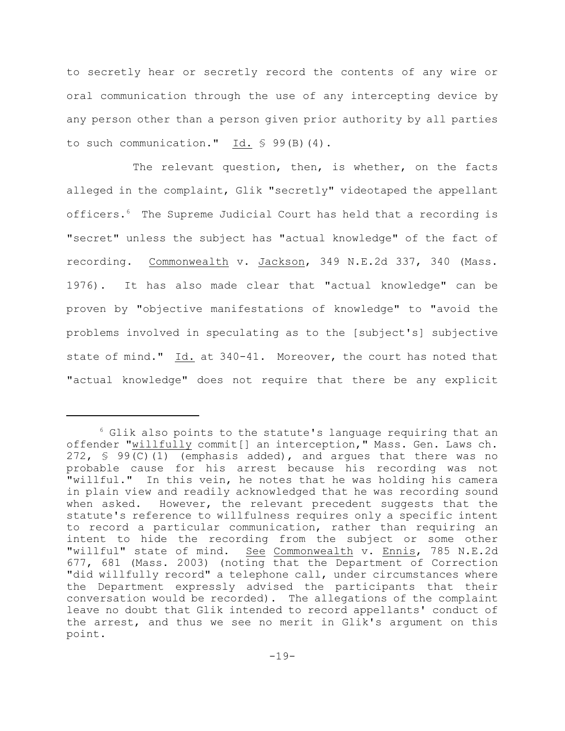to secretly hear or secretly record the contents of any wire or oral communication through the use of any intercepting device by any person other than a person given prior authority by all parties to such communication." Id. § 99(B)(4).

The relevant question, then, is whether, on the facts alleged in the complaint, Glik "secretly" videotaped the appellant officers.[6] The Supreme Judicial Court has held that a recording is "secret" unless the subject has "actual knowledge" of the fact of recording. Commonwealth v. Jackson, 349 N.E.2d 337, 340 (Mass. 1976). It has also made clear that "actual knowledge" can be proven by "objective manifestations of knowledge" to "avoid the problems involved in speculating as to the [subject's] subjective state of mind." Id. at 340-41. Moreover, the court has noted that "actual knowledge" does not require that there be any explicit

---

[6] Glik also points to the statute's language requiring that an offender "willfully commit[] an interception," Mass. Gen. Laws ch. 272, § 99(C)(1) (emphasis added), and argues that there was no probable cause for his arrest because his recording was not "willful." In this vein, he notes that he was holding his camera in plain view and readily acknowledged that he was recording sound when asked. However, the relevant precedent suggests that the statute's reference to willfulness requires only a specific intent to record a particular communication, rather than requiring an intent to hide the recording from the subject or some other "willful" state of mind. See Commonwealth v. Ennis, 785 N.E.2d 677, 681 (Mass. 2003) (noting that the Department of Correction "did willfully record" a telephone call, under circumstances where the Department expressly advised the participants that their conversation would be recorded). The allegations of the complaint leave no doubt that Glik intended to record appellants' conduct of the arrest, and thus we see no merit in Glik's argument on this point.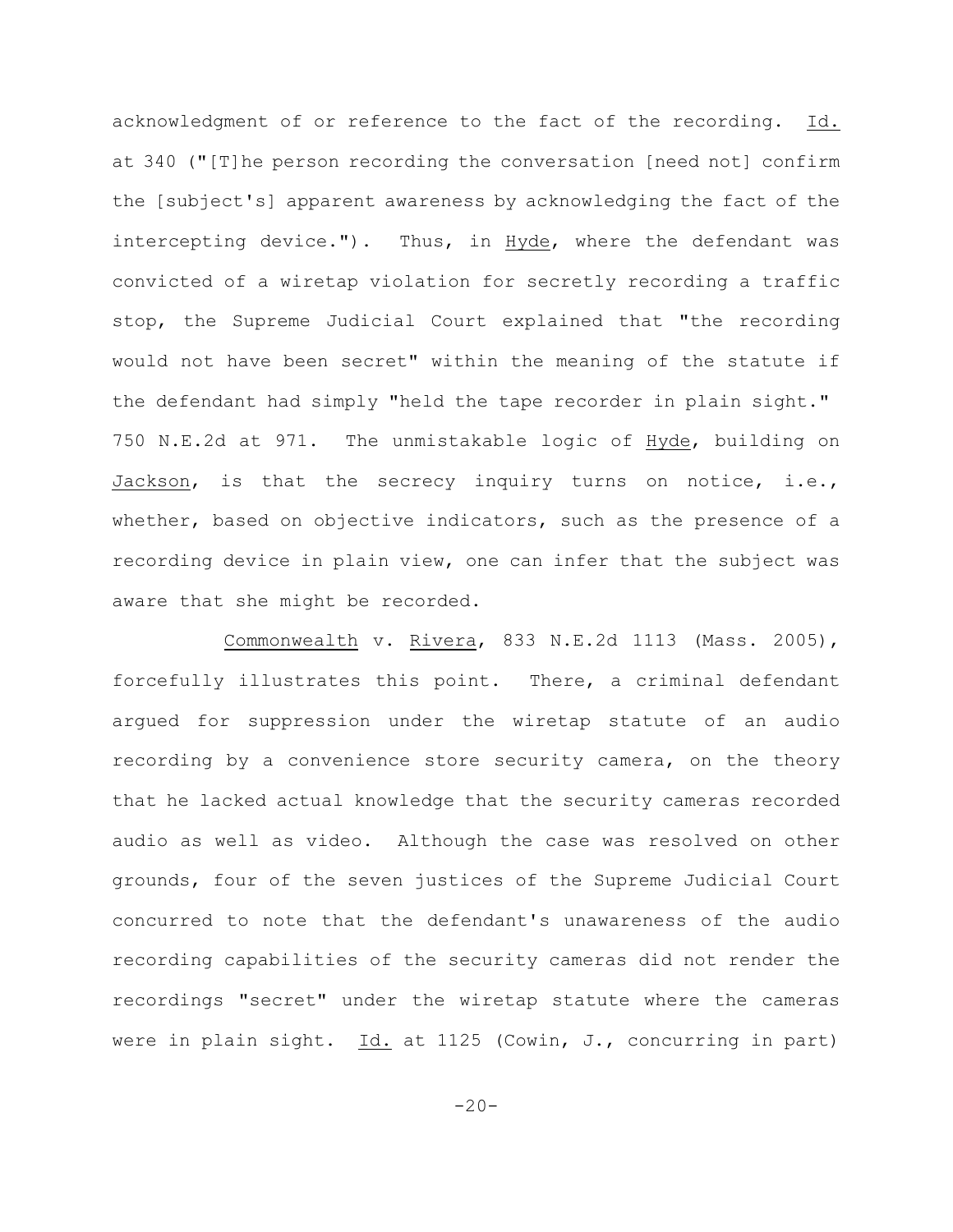acknowledgment of or reference to the fact of the recording. Id. at 340 ("[T]he person recording the conversation [need not] confirm the [subject's] apparent awareness by acknowledging the fact of the intercepting device."). Thus, in Hyde, where the defendant was convicted of a wiretap violation for secretly recording a traffic stop, the Supreme Judicial Court explained that "the recording would not have been secret" within the meaning of the statute if the defendant had simply "held the tape recorder in plain sight." 750 N.E.2d at 971. The unmistakable logic of Hyde, building on Jackson, is that the secrecy inquiry turns on notice, i.e., whether, based on objective indicators, such as the presence of a recording device in plain view, one can infer that the subject was aware that she might be recorded.

Commonwealth v. Rivera, 833 N.E.2d 1113 (Mass. 2005), forcefully illustrates this point. There, a criminal defendant argued for suppression under the wiretap statute of an audio recording by a convenience store security camera, on the theory that he lacked actual knowledge that the security cameras recorded audio as well as video. Although the case was resolved on other grounds, four of the seven justices of the Supreme Judicial Court concurred to note that the defendant's unawareness of the audio recording capabilities of the security cameras did not render the recordings "secret" under the wiretap statute where the cameras were in plain sight. Id. at 1125 (Cowin, J., concurring in part)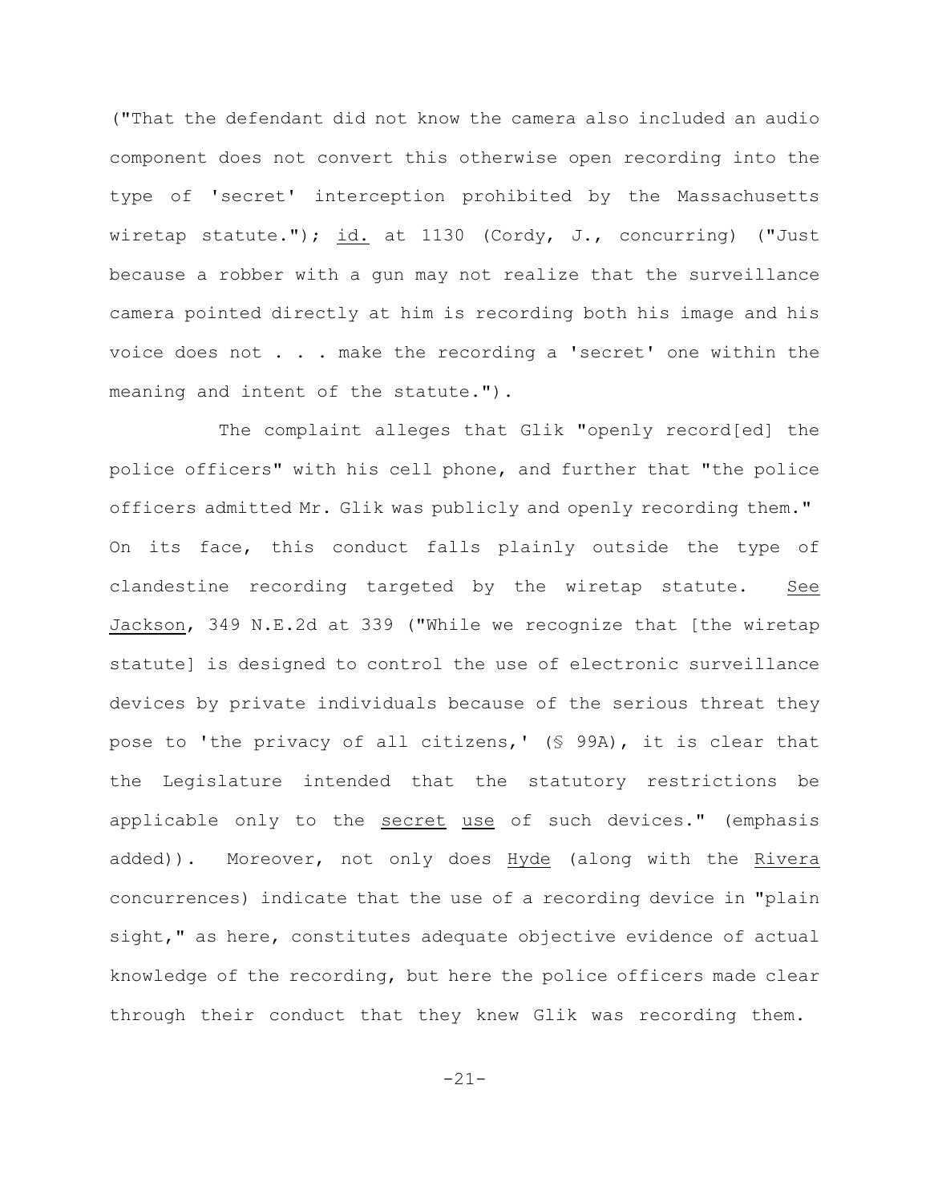("That the defendant did not know the camera also included an audio component does not convert this otherwise open recording into the type of 'secret' interception prohibited by the Massachusetts wiretap statute."); _id._ at 1130 (Cordy, J., concurring) ("Just because a robber with a gun may not realize that the surveillance camera pointed directly at him is recording both his image and his voice does not . . . make the recording a 'secret' one within the meaning and intent of the statute.").

The complaint alleges that Glik "openly record[ed] the police officers" with his cell phone, and further that "the police officers admitted Mr. Glik was publicly and openly recording them." On its face, this conduct falls plainly outside the type of clandestine recording targeted by the wiretap statute. _See_ _Jackson_, 349 N.E.2d at 339 ("While we recognize that [the wiretap statute] is designed to control the use of electronic surveillance devices by private individuals because of the serious threat they pose to 'the privacy of all citizens,' (§ 99A), it is clear that the Legislature intended that the statutory restrictions be applicable only to the _secret_ _use_ of such devices." (emphasis added)). Moreover, not only does _Hyde_ (along with the _Rivera_ concurrences) indicate that the use of a recording device in "plain sight," as here, constitutes adequate objective evidence of actual knowledge of the recording, but here the police officers made clear through their conduct that they knew Glik was recording them.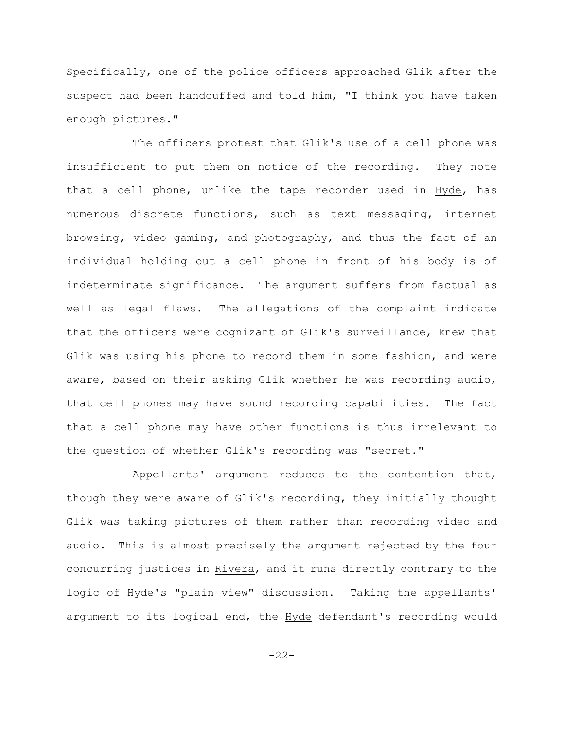Specifically, one of the police officers approached Glik after the suspect had been handcuffed and told him, "I think you have taken enough pictures."

The officers protest that Glik's use of a cell phone was insufficient to put them on notice of the recording. They note that a cell phone, unlike the tape recorder used in Hyde, has numerous discrete functions, such as text messaging, internet browsing, video gaming, and photography, and thus the fact of an individual holding out a cell phone in front of his body is of indeterminate significance. The argument suffers from factual as well as legal flaws. The allegations of the complaint indicate that the officers were cognizant of Glik's surveillance, knew that Glik was using his phone to record them in some fashion, and were aware, based on their asking Glik whether he was recording audio, that cell phones may have sound recording capabilities. The fact that a cell phone may have other functions is thus irrelevant to the question of whether Glik's recording was "secret."

Appellants' argument reduces to the contention that, though they were aware of Glik's recording, they initially thought Glik was taking pictures of them rather than recording video and audio. This is almost precisely the argument rejected by the four concurring justices in Rivera, and it runs directly contrary to the logic of Hyde's "plain view" discussion. Taking the appellants' argument to its logical end, the Hyde defendant's recording would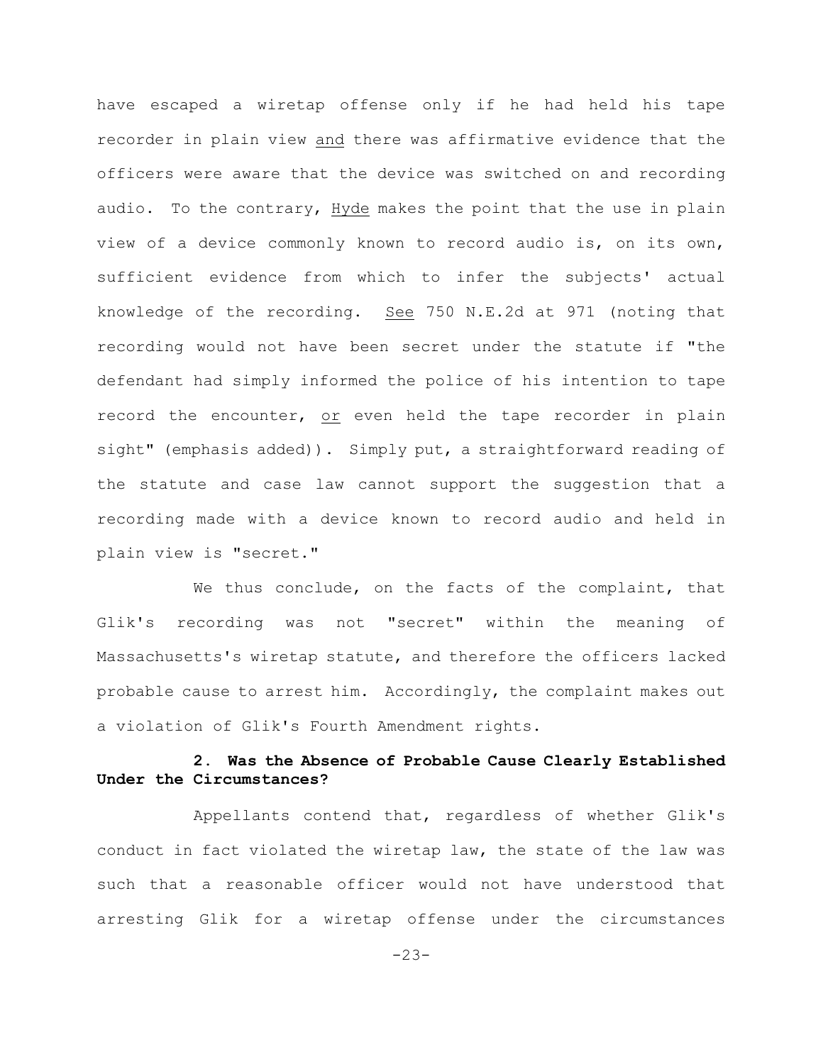have escaped a wiretap offense only if he had held his tape recorder in plain view <u>and</u> there was affirmative evidence that the officers were aware that the device was switched on and recording audio. To the contrary, <u>Hyde</u> makes the point that the use in plain view of a device commonly known to record audio is, on its own, sufficient evidence from which to infer the subjects' actual knowledge of the recording. <u>See</u> 750 N.E.2d at 971 (noting that recording would not have been secret under the statute if "the defendant had simply informed the police of his intention to tape record the encounter, <u>or</u> even held the tape recorder in plain sight" (emphasis added)). Simply put, a straightforward reading of the statute and case law cannot support the suggestion that a recording made with a device known to record audio and held in plain view is "secret."

We thus conclude, on the facts of the complaint, that Glik's recording was not "secret" within the meaning of Massachusetts's wiretap statute, and therefore the officers lacked probable cause to arrest him. Accordingly, the complaint makes out a violation of Glik's Fourth Amendment rights.

**2. Was the Absence of Probable Cause Clearly Established Under the Circumstances?**

Appellants contend that, regardless of whether Glik's conduct in fact violated the wiretap law, the state of the law was such that a reasonable officer would not have understood that arresting Glik for a wiretap offense under the circumstances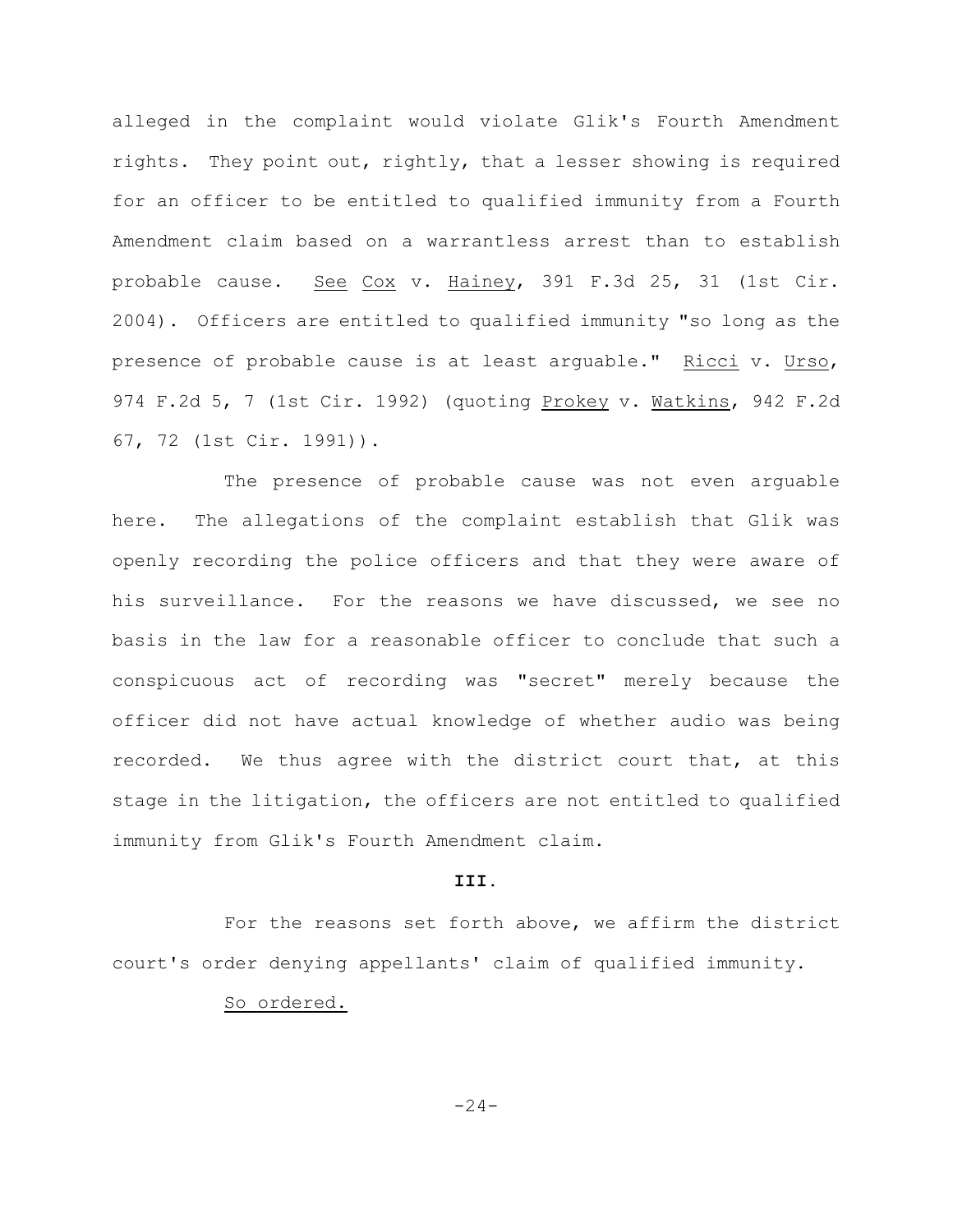alleged in the complaint would violate Glik's Fourth Amendment rights. They point out, rightly, that a lesser showing is required for an officer to be entitled to qualified immunity from a Fourth Amendment claim based on a warrantless arrest than to establish probable cause. _See_ _Cox_ v. _Hainey_, 391 F.3d 25, 31 (1st Cir. 2004). Officers are entitled to qualified immunity "so long as the presence of probable cause is at least arguable." _Ricci_ v. _Urso_, 974 F.2d 5, 7 (1st Cir. 1992) (quoting _Prokey_ v. _Watkins_, 942 F.2d 67, 72 (1st Cir. 1991)).

The presence of probable cause was not even arguable here. The allegations of the complaint establish that Glik was openly recording the police officers and that they were aware of his surveillance. For the reasons we have discussed, we see no basis in the law for a reasonable officer to conclude that such a conspicuous act of recording was "secret" merely because the officer did not have actual knowledge of whether audio was being recorded. We thus agree with the district court that, at this stage in the litigation, the officers are not entitled to qualified immunity from Glik's Fourth Amendment claim.

**III.**

For the reasons set forth above, we affirm the district court's order denying appellants' claim of qualified immunity.

_So ordered._